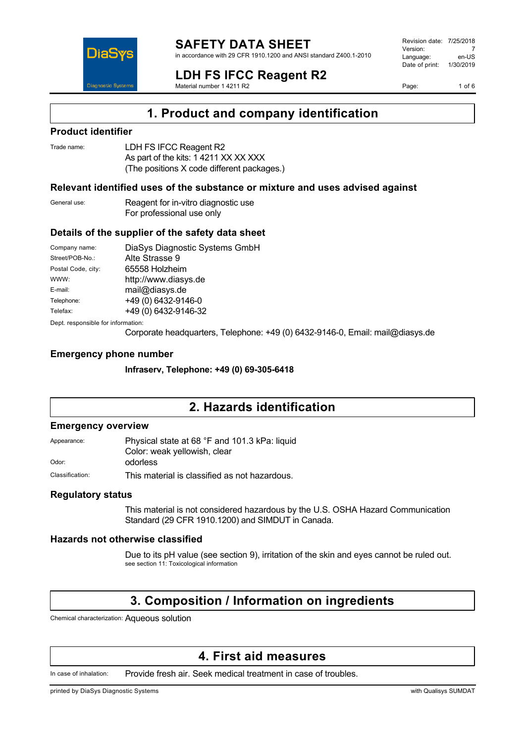# SAFETY DATA SHEET

in accordance with 29 CFR 1910.1200 and ANSI standard Z400.1-2010

| | |
|---|---|
| Revision date: | 7/25/2018 |
| Version: | 7 |
| Language: | en-US |
| Date of print: | 1/30/2019 |

# LDH FS IFCC Reagent R2

Material number 1 4211 R2

## 1. Product and company identification

### Product identifier

| | |
|---|---|
| Trade name: | LDH FS IFCC Reagent R2<br>As part of the kits: 1 4211 XX XX XXX<br>(The positions X code different packages.) |

### Relevant identified uses of the substance or mixture and uses advised against

| | |
|---|---|
| General use: | Reagent for in-vitro diagnostic use<br>For professional use only |

### Details of the supplier of the safety data sheet

| | |
|---|---|
| Company name: | DiaSys Diagnostic Systems GmbH |
| Street/POB-No.: | Alte Strasse 9 |
| Postal Code, city: | 65558 Holzheim |
| WWW: | http://www.diasys.de |
| E-mail: | mail@diasys.de |
| Telephone: | +49 (0) 6432-9146-0 |
| Telefax: | +49 (0) 6432-9146-32 |

Dept. responsible for information:

Corporate headquarters, Telephone: +49 (0) 6432-9146-0, Email: mail@diasys.de

### Emergency phone number

**Infraserv, Telephone: +49 (0) 69-305-6418**

## 2. Hazards identification

### Emergency overview

| | |
|---|---|
| Appearance: | Physical state at 68 °F and 101.3 kPa: liquid<br>Color: weak yellowish, clear |
| Odor: | odorless |
| Classification: | This material is classified as not hazardous. |

### Regulatory status

This material is not considered hazardous by the U.S. OSHA Hazard Communication Standard (29 CFR 1910.1200) and SIMDUT in Canada.

### Hazards not otherwise classified

Due to its pH value (see section 9), irritation of the skin and eyes cannot be ruled out.
see section 11: Toxicological information

## 3. Composition / Information on ingredients

Chemical characterization: Aqueous solution

## 4. First aid measures

| | |
|---|---|
| In case of inhalation: | Provide fresh air. Seek medical treatment in case of troubles. |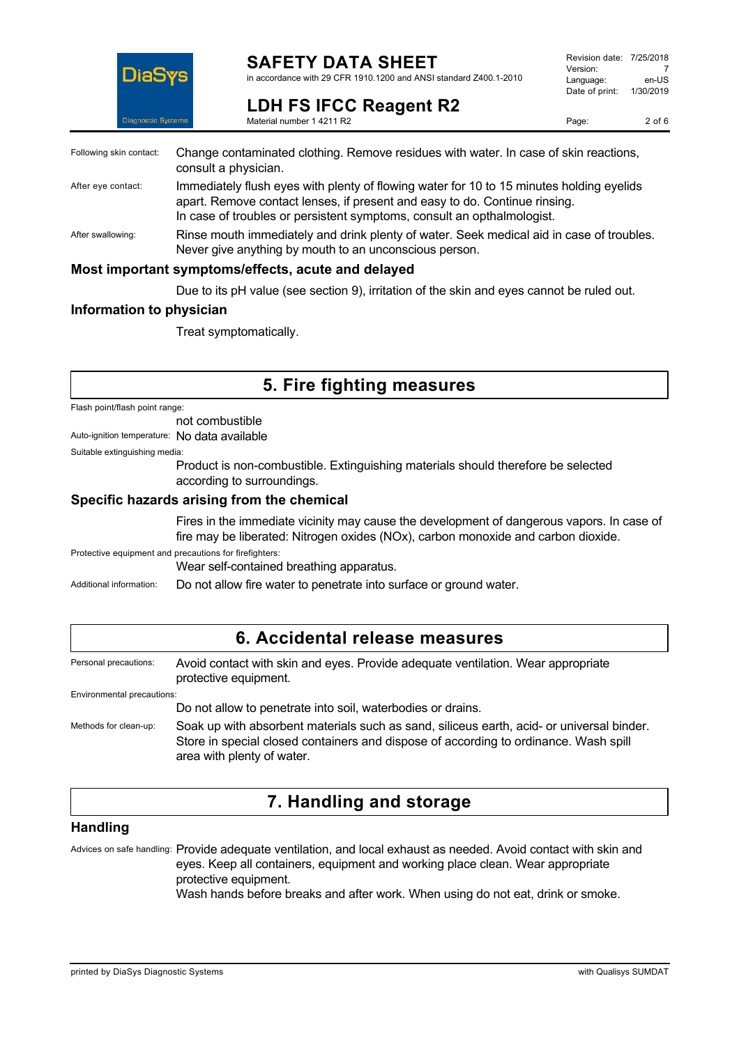Following skin contact: Change contaminated clothing. Remove residues with water. In case of skin reactions, consult a physician.

After eye contact: Immediately flush eyes with plenty of flowing water for 10 to 15 minutes holding eyelids apart. Remove contact lenses, if present and easy to do. Continue rinsing.
In case of troubles or persistent symptoms, consult an opthalmologist.

After swallowing: Rinse mouth immediately and drink plenty of water. Seek medical aid in case of troubles. Never give anything by mouth to an unconscious person.

### Most important symptoms/effects, acute and delayed

Due to its pH value (see section 9), irritation of the skin and eyes cannot be ruled out.

### Information to physician

Treat symptomatically.

## 5. Fire fighting measures

Flash point/flash point range:
not combustible

Auto-ignition temperature: No data available

Suitable extinguishing media:
Product is non-combustible. Extinguishing materials should therefore be selected according to surroundings.

### Specific hazards arising from the chemical

Fires in the immediate vicinity may cause the development of dangerous vapors. In case of fire may be liberated: Nitrogen oxides (NOx), carbon monoxide and carbon dioxide.

Protective equipment and precautions for firefighters:
Wear self-contained breathing apparatus.

Additional information: Do not allow fire water to penetrate into surface or ground water.

## 6. Accidental release measures

Personal precautions: Avoid contact with skin and eyes. Provide adequate ventilation. Wear appropriate protective equipment.

Environmental precautions:
Do not allow to penetrate into soil, waterbodies or drains.

Methods for clean-up: Soak up with absorbent materials such as sand, siliceus earth, acid- or universal binder. Store in special closed containers and dispose of according to ordinance. Wash spill area with plenty of water.

## 7. Handling and storage

### Handling

Advices on safe handling: Provide adequate ventilation, and local exhaust as needed. Avoid contact with skin and eyes. Keep all containers, equipment and working place clean. Wear appropriate protective equipment.
Wash hands before breaks and after work. When using do not eat, drink or smoke.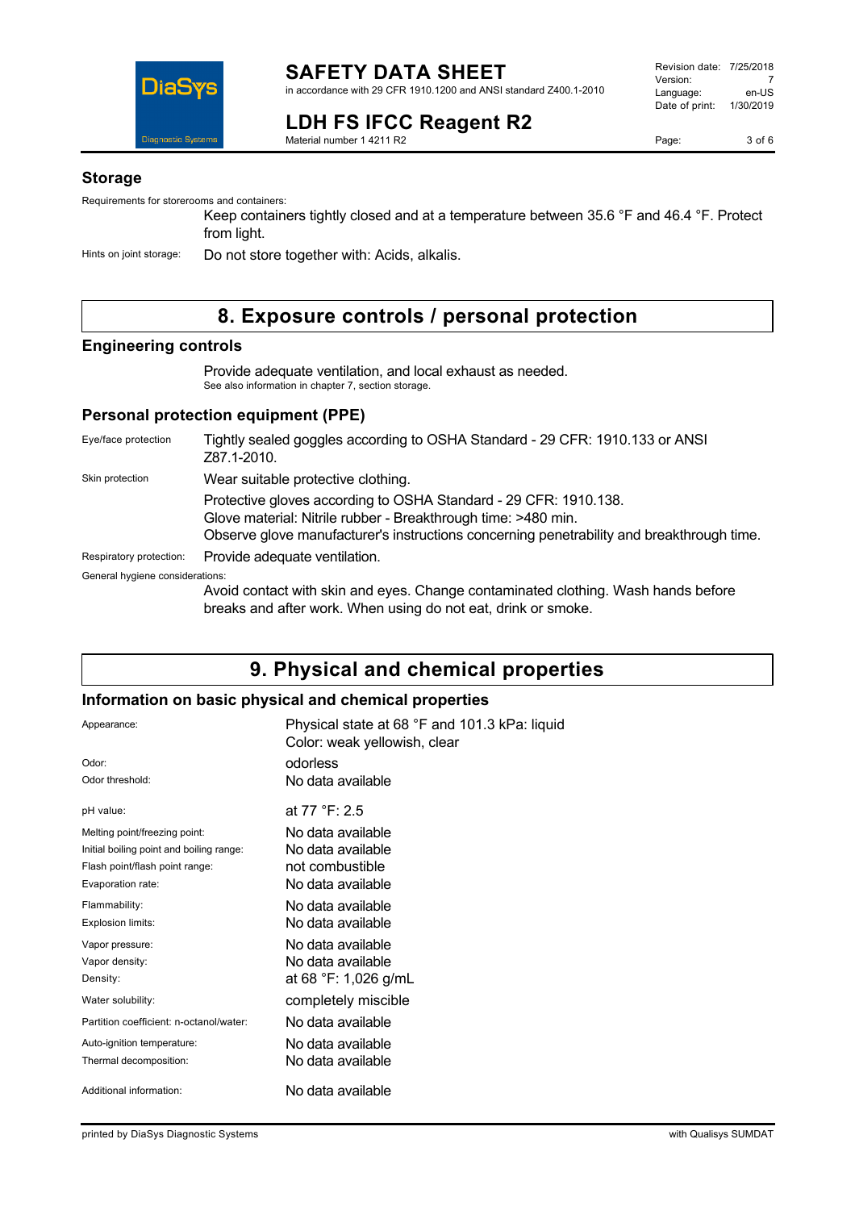## Storage

Requirements for storerooms and containers:

Keep containers tightly closed and at a temperature between 35.6 °F and 46.4 °F. Protect from light.

Hints on joint storage: Do not store together with: Acids, alkalis.

# 8. Exposure controls / personal protection

## Engineering controls

Provide adequate ventilation, and local exhaust as needed.
See also information in chapter 7, section storage.

## Personal protection equipment (PPE)

| | |
|---|---|
| Eye/face protection | Tightly sealed goggles according to OSHA Standard - 29 CFR: 1910.133 or ANSI Z87.1-2010. |
| Skin protection | Wear suitable protective clothing.<br>Protective gloves according to OSHA Standard - 29 CFR: 1910.138.<br>Glove material: Nitrile rubber - Breakthrough time: >480 min.<br>Observe glove manufacturer's instructions concerning penetrability and breakthrough time. |
| Respiratory protection: | Provide adequate ventilation. |

General hygiene considerations:

Avoid contact with skin and eyes. Change contaminated clothing. Wash hands before breaks and after work. When using do not eat, drink or smoke.

# 9. Physical and chemical properties

## Information on basic physical and chemical properties

| | |
|---|---|
| Appearance: | Physical state at 68 °F and 101.3 kPa: liquid<br>Color: weak yellowish, clear |
| Odor: | odorless |
| Odor threshold: | No data available |
| pH value: | at 77 °F: 2.5 |
| Melting point/freezing point: | No data available |
| Initial boiling point and boiling range: | No data available |
| Flash point/flash point range: | not combustible |
| Evaporation rate: | No data available |
| Flammability: | No data available |
| Explosion limits: | No data available |
| Vapor pressure: | No data available |
| Vapor density: | No data available |
| Density: | at 68 °F: 1,026 g/mL |
| Water solubility: | completely miscible |
| Partition coefficient: n-octanol/water: | No data available |
| Auto-ignition temperature: | No data available |
| Thermal decomposition: | No data available |
| Additional information: | No data available |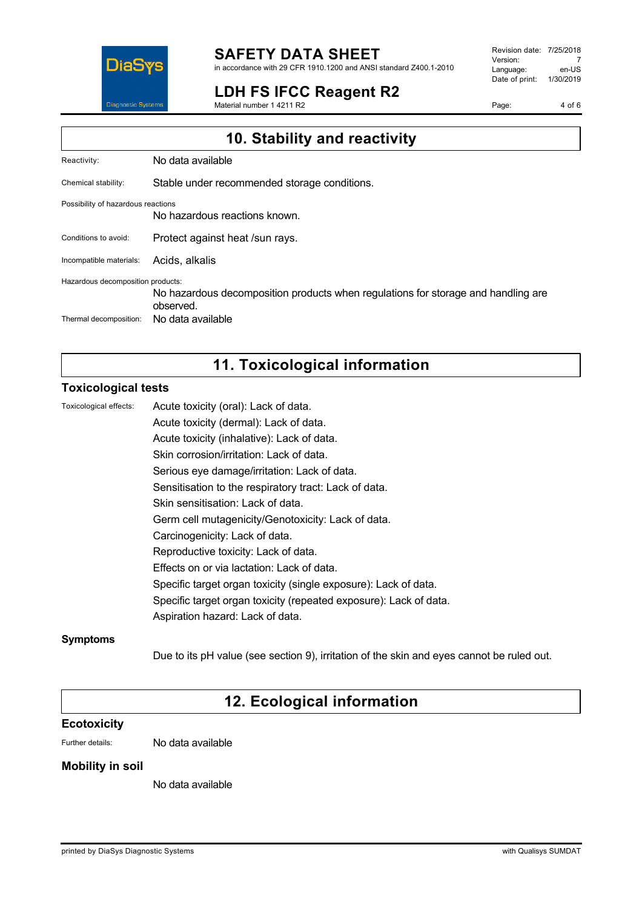## 10. Stability and reactivity

Reactivity: No data available

Chemical stability: Stable under recommended storage conditions.

Possibility of hazardous reactions

No hazardous reactions known.

Conditions to avoid: Protect against heat /sun rays.

Incompatible materials: Acids, alkalis

Hazardous decomposition products:

No hazardous decomposition products when regulations for storage and handling are observed.

Thermal decomposition: No data available

## 11. Toxicological information

### Toxicological tests

Toxicological effects:

Acute toxicity (oral): Lack of data.

Acute toxicity (dermal): Lack of data.

Acute toxicity (inhalative): Lack of data.

Skin corrosion/irritation: Lack of data.

Serious eye damage/irritation: Lack of data.

Sensitisation to the respiratory tract: Lack of data.

Skin sensitisation: Lack of data.

Germ cell mutagenicity/Genotoxicity: Lack of data.

Carcinogenicity: Lack of data.

Reproductive toxicity: Lack of data.

Effects on or via lactation: Lack of data.

Specific target organ toxicity (single exposure): Lack of data.

Specific target organ toxicity (repeated exposure): Lack of data.

Aspiration hazard: Lack of data.

### Symptoms

Due to its pH value (see section 9), irritation of the skin and eyes cannot be ruled out.

## 12. Ecological information

### Ecotoxicity

Further details: No data available

### Mobility in soil

No data available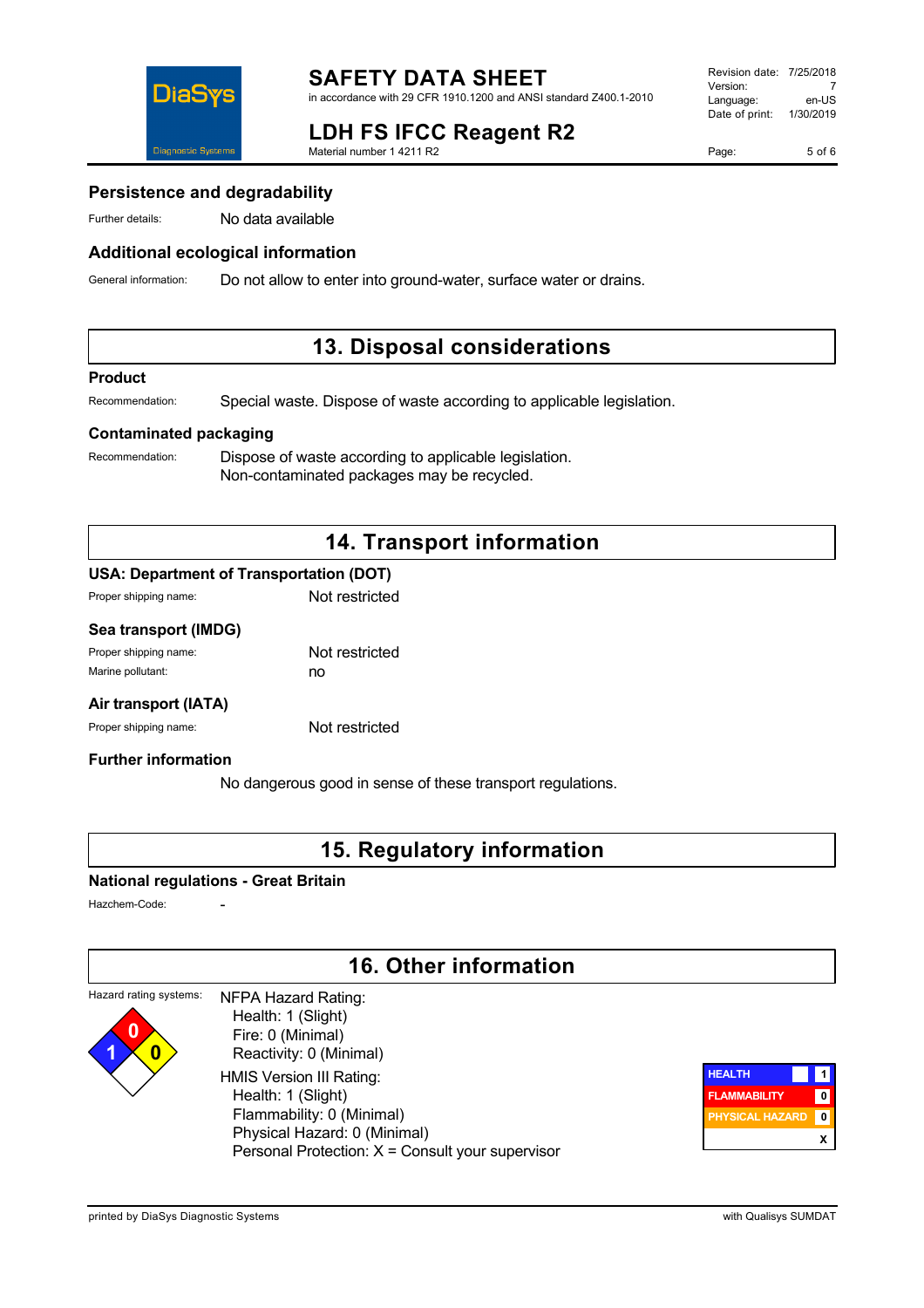### Persistence and degradability

Further details: No data available

### Additional ecological information

General information: Do not allow to enter into ground-water, surface water or drains.

## 13. Disposal considerations

### Product

Recommendation: Special waste. Dispose of waste according to applicable legislation.

### Contaminated packaging

Recommendation: Dispose of waste according to applicable legislation.
Non-contaminated packages may be recycled.

## 14. Transport information

### USA: Department of Transportation (DOT)

Proper shipping name: Not restricted

### Sea transport (IMDG)

Proper shipping name: Not restricted

Marine pollutant: no

### Air transport (IATA)

Proper shipping name: Not restricted

### Further information

No dangerous good in sense of these transport regulations.

## 15. Regulatory information

### National regulations - Great Britain

Hazchem-Code: -

## 16. Other information

Hazard rating systems:

NFPA Hazard Rating:
- Health: 1 (Slight)
- Fire: 0 (Minimal)
- Reactivity: 0 (Minimal)

HMIS Version III Rating:
- Health: 1 (Slight)
- Flammability: 0 (Minimal)
- Physical Hazard: 0 (Minimal)
- Personal Protection: X = Consult your supervisor

| HMIS | |
|---|---|
| HEALTH | 1 |
| FLAMMABILITY | 0 |
| PHYSICAL HAZARD | 0 |
| | X |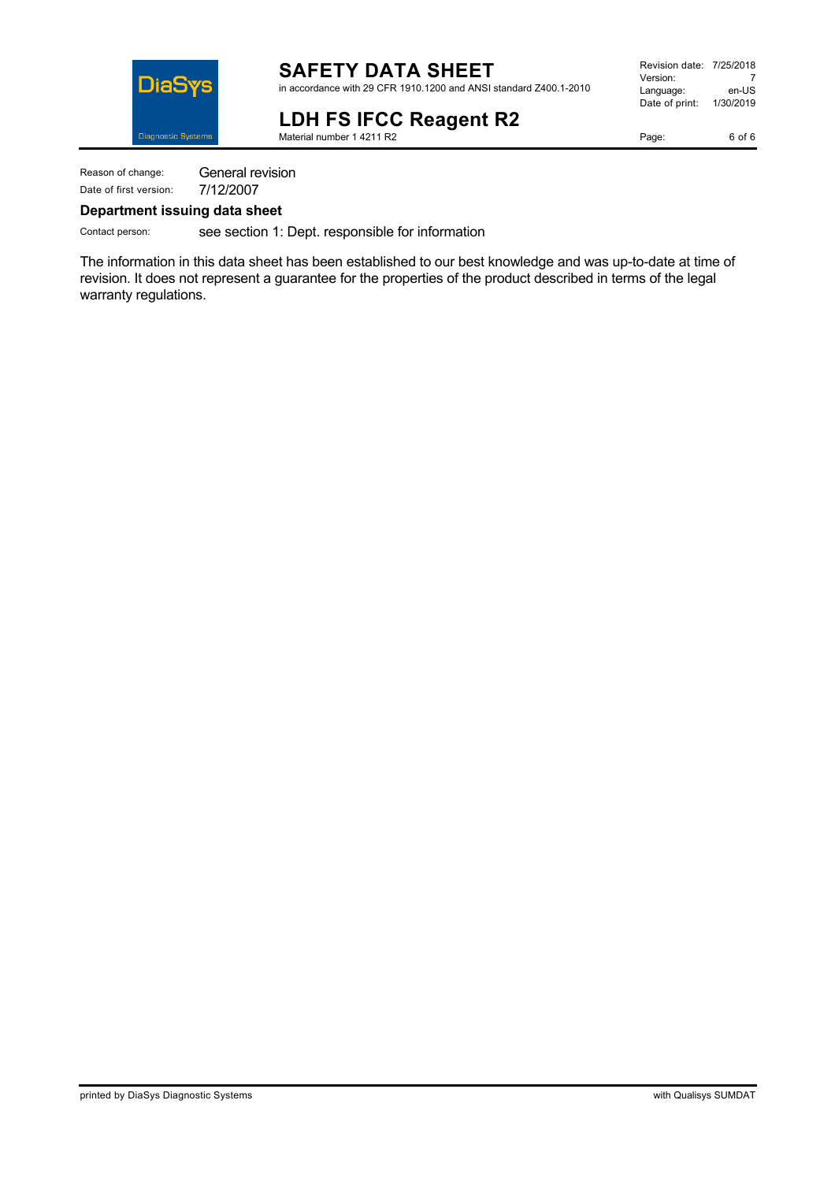Reason of change: General revision

Date of first version: 7/12/2007

**Department issuing data sheet**

Contact person: see section 1: Dept. responsible for information

The information in this data sheet has been established to our best knowledge and was up-to-date at time of revision. It does not represent a guarantee for the properties of the product described in terms of the legal warranty regulations.